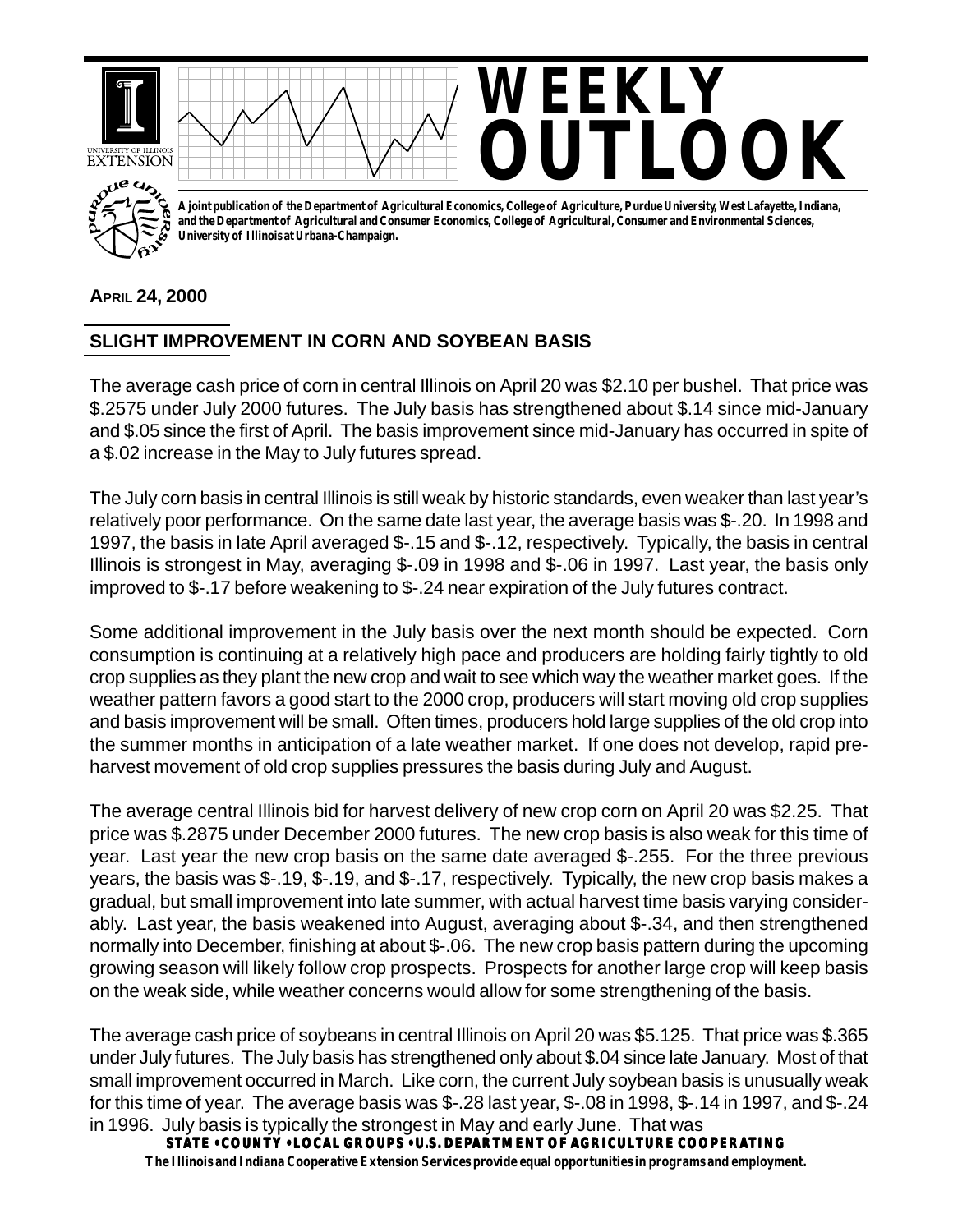# WEEKLY OUTLOOK

**A joint publication of the Department of Agricultural Economics, College of Agriculture, Purdue University, West Lafayette, Indiana, and the Department of Agricultural and Consumer Economics, College of Agricultural, Consumer and Environmental Sciences, University of Illinois at Urbana-Champaign.**

**APRIL 24, 2000**

## SLIGHT IMPROVEMENT IN CORN AND SOYBEAN BASIS

The average cash price of corn in central Illinois on April 20 was $2.10 per bushel. That price was $.2575 under July 2000 futures. The July basis has strengthened about $.14 since mid-January and $.05 since the first of April. The basis improvement since mid-January has occurred in spite of a $.02 increase in the May to July futures spread.

The July corn basis in central Illinois is still weak by historic standards, even weaker than last year's relatively poor performance. On the same date last year, the average basis was $-.20. In 1998 and 1997, the basis in late April averaged $-.15 and $-.12, respectively. Typically, the basis in central Illinois is strongest in May, averaging $-.09 in 1998 and $-.06 in 1997. Last year, the basis only improved to $-.17 before weakening to $-.24 near expiration of the July futures contract.

Some additional improvement in the July basis over the next month should be expected. Corn consumption is continuing at a relatively high pace and producers are holding fairly tightly to old crop supplies as they plant the new crop and wait to see which way the weather market goes. If the weather pattern favors a good start to the 2000 crop, producers will start moving old crop supplies and basis improvement will be small. Often times, producers hold large supplies of the old crop into the summer months in anticipation of a late weather market. If one does not develop, rapid pre-harvest movement of old crop supplies pressures the basis during July and August.

The average central Illinois bid for harvest delivery of new crop corn on April 20 was $2.25. That price was $.2875 under December 2000 futures. The new crop basis is also weak for this time of year. Last year the new crop basis on the same date averaged $-.255. For the three previous years, the basis was $-.19, $-.19, and $-.17, respectively. Typically, the new crop basis makes a gradual, but small improvement into late summer, with actual harvest time basis varying considerably. Last year, the basis weakened into August, averaging about $-.34, and then strengthened normally into December, finishing at about $-.06. The new crop basis pattern during the upcoming growing season will likely follow crop prospects. Prospects for another large crop will keep basis on the weak side, while weather concerns would allow for some strengthening of the basis.

The average cash price of soybeans in central Illinois on April 20 was $5.125. That price was $.365 under July futures. The July basis has strengthened only about $.04 since late January. Most of that small improvement occurred in March. Like corn, the current July soybean basis is unusually weak for this time of year. The average basis was $-.28 last year, $-.08 in 1998, $-.14 in 1997, and $-.24 in 1996. July basis is typically the strongest in May and early June. That was

**STATE • COUNTY • LOCAL GROUPS • U.S. DEPARTMENT OF AGRICULTURE COOPERATING**

**The Illinois and Indiana Cooperative Extension Services provide equal opportunities in programs and employment.**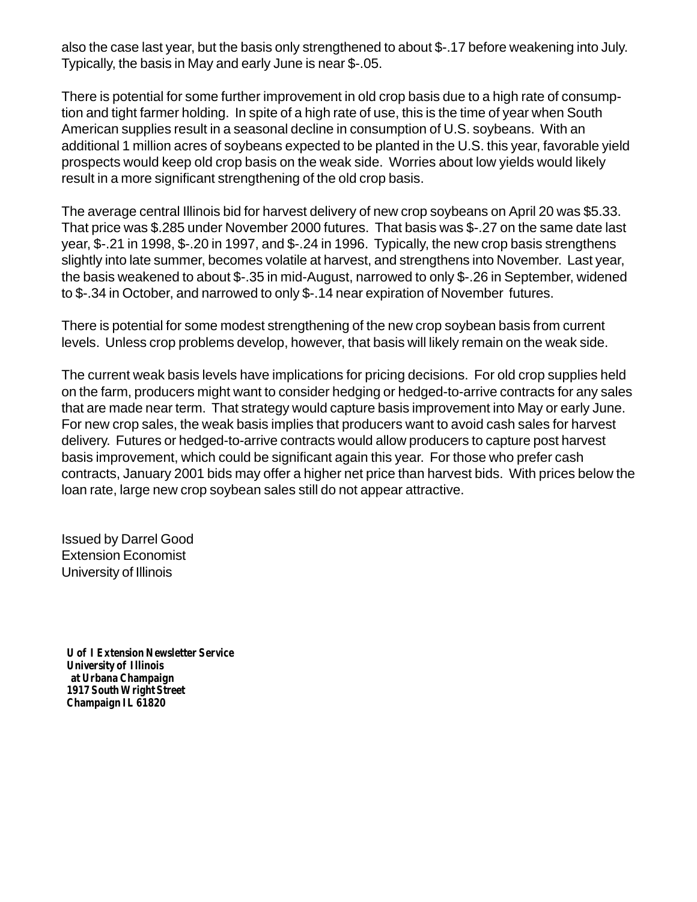also the case last year, but the basis only strengthened to about $-.17 before weakening into July. Typically, the basis in May and early June is near $-.05.

There is potential for some further improvement in old crop basis due to a high rate of consumption and tight farmer holding. In spite of a high rate of use, this is the time of year when South American supplies result in a seasonal decline in consumption of U.S. soybeans. With an additional 1 million acres of soybeans expected to be planted in the U.S. this year, favorable yield prospects would keep old crop basis on the weak side. Worries about low yields would likely result in a more significant strengthening of the old crop basis.

The average central Illinois bid for harvest delivery of new crop soybeans on April 20 was $5.33. That price was $.285 under November 2000 futures. That basis was $-.27 on the same date last year, $-.21 in 1998, $-.20 in 1997, and $-.24 in 1996. Typically, the new crop basis strengthens slightly into late summer, becomes volatile at harvest, and strengthens into November. Last year, the basis weakened to about $-.35 in mid-August, narrowed to only $-.26 in September, widened to $-.34 in October, and narrowed to only $-.14 near expiration of November futures.

There is potential for some modest strengthening of the new crop soybean basis from current levels. Unless crop problems develop, however, that basis will likely remain on the weak side.

The current weak basis levels have implications for pricing decisions. For old crop supplies held on the farm, producers might want to consider hedging or hedged-to-arrive contracts for any sales that are made near term. That strategy would capture basis improvement into May or early June. For new crop sales, the weak basis implies that producers want to avoid cash sales for harvest delivery. Futures or hedged-to-arrive contracts would allow producers to capture post harvest basis improvement, which could be significant again this year. For those who prefer cash contracts, January 2001 bids may offer a higher net price than harvest bids. With prices below the loan rate, large new crop soybean sales still do not appear attractive.

Issued by Darrel Good
Extension Economist
University of Illinois

**U of I Extension Newsletter Service**
**University of Illinois**
**at Urbana Champaign**
**1917 South Wright Street**
**Champaign IL 61820**